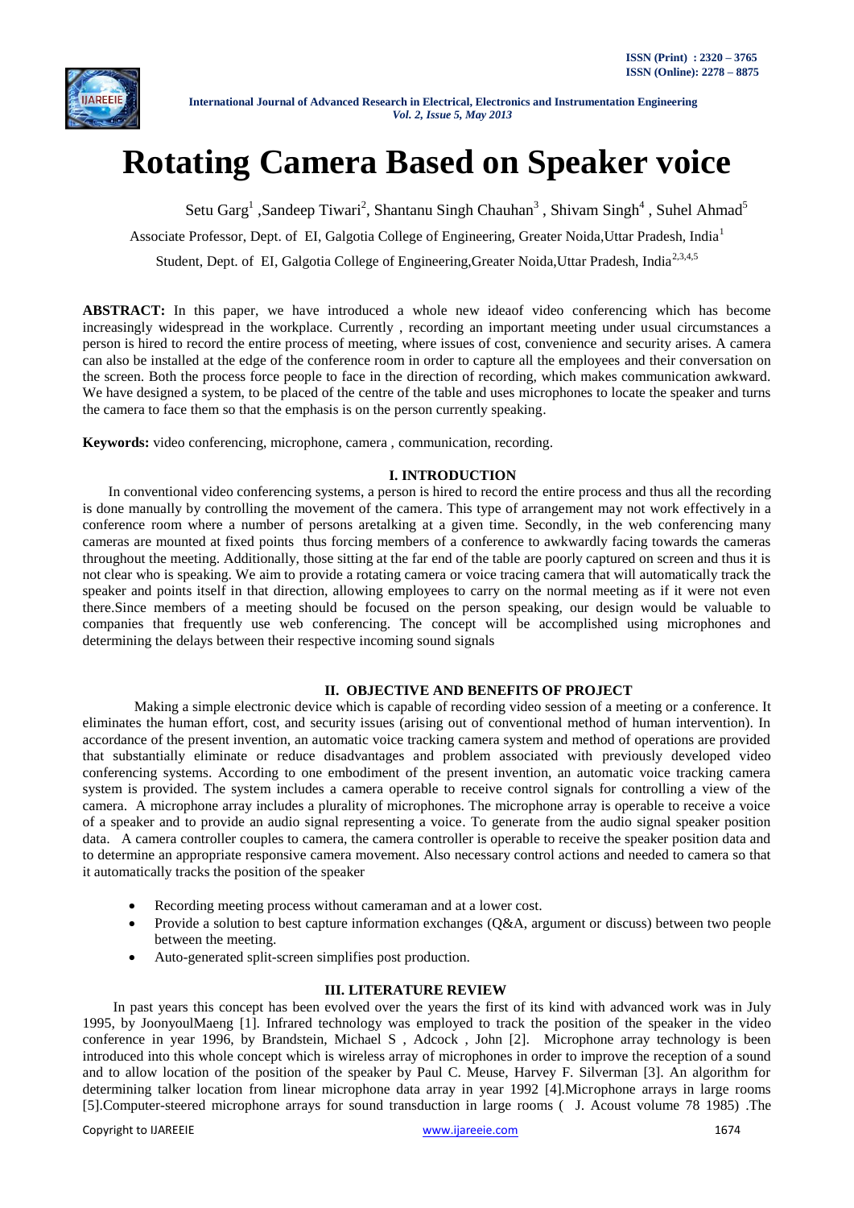# Rotating Camera Based on Speaker voice

Setu Garg[1] ,Sandeep Tiwari[2], Shantanu Singh Chauhan[3] , Shivam Singh[4] , Suhel Ahmad[5]

Associate Professor, Dept. of EI, Galgotia College of Engineering, Greater Noida,Uttar Pradesh, India[1]

Student, Dept. of EI, Galgotia College of Engineering,Greater Noida,Uttar Pradesh, India[2,3,4,5]

**ABSTRACT:** In this paper, we have introduced a whole new ideaof video conferencing which has become increasingly widespread in the workplace. Currently , recording an important meeting under usual circumstances a person is hired to record the entire process of meeting, where issues of cost, convenience and security arises. A camera can also be installed at the edge of the conference room in order to capture all the employees and their conversation on the screen. Both the process force people to face in the direction of recording, which makes communication awkward. We have designed a system, to be placed of the centre of the table and uses microphones to locate the speaker and turns the camera to face them so that the emphasis is on the person currently speaking.

**Keywords:** video conferencing, microphone, camera , communication, recording.

## I. INTRODUCTION

In conventional video conferencing systems, a person is hired to record the entire process and thus all the recording is done manually by controlling the movement of the camera. This type of arrangement may not work effectively in a conference room where a number of persons aretalking at a given time. Secondly, in the web conferencing many cameras are mounted at fixed points thus forcing members of a conference to awkwardly facing towards the cameras throughout the meeting. Additionally, those sitting at the far end of the table are poorly captured on screen and thus it is not clear who is speaking. We aim to provide a rotating camera or voice tracing camera that will automatically track the speaker and points itself in that direction, allowing employees to carry on the normal meeting as if it were not even there.Since members of a meeting should be focused on the person speaking, our design would be valuable to companies that frequently use web conferencing. The concept will be accomplished using microphones and determining the delays between their respective incoming sound signals

## II. OBJECTIVE AND BENEFITS OF PROJECT

Making a simple electronic device which is capable of recording video session of a meeting or a conference. It eliminates the human effort, cost, and security issues (arising out of conventional method of human intervention). In accordance of the present invention, an automatic voice tracking camera system and method of operations are provided that substantially eliminate or reduce disadvantages and problem associated with previously developed video conferencing systems. According to one embodiment of the present invention, an automatic voice tracking camera system is provided. The system includes a camera operable to receive control signals for controlling a view of the camera. A microphone array includes a plurality of microphones. The microphone array is operable to receive a voice of a speaker and to provide an audio signal representing a voice. To generate from the audio signal speaker position data. A camera controller couples to camera, the camera controller is operable to receive the speaker position data and to determine an appropriate responsive camera movement. Also necessary control actions and needed to camera so that it automatically tracks the position of the speaker

- Recording meeting process without cameraman and at a lower cost.
- Provide a solution to best capture information exchanges (Q&A, argument or discuss) between two people between the meeting.
- Auto-generated split-screen simplifies post production.

## III. LITERATURE REVIEW

In past years this concept has been evolved over the years the first of its kind with advanced work was in July 1995, by JoonyoulMaeng [1]. Infrared technology was employed to track the position of the speaker in the video conference in year 1996, by Brandstein, Michael S , Adcock , John [2]. Microphone array technology is been introduced into this whole concept which is wireless array of microphones in order to improve the reception of a sound and to allow location of the position of the speaker by Paul C. Meuse, Harvey F. Silverman [3]. An algorithm for determining talker location from linear microphone data array in year 1992 [4].Microphone arrays in large rooms [5].Computer-steered microphone arrays for sound transduction in large rooms ( J. Acoust volume 78 1985) .The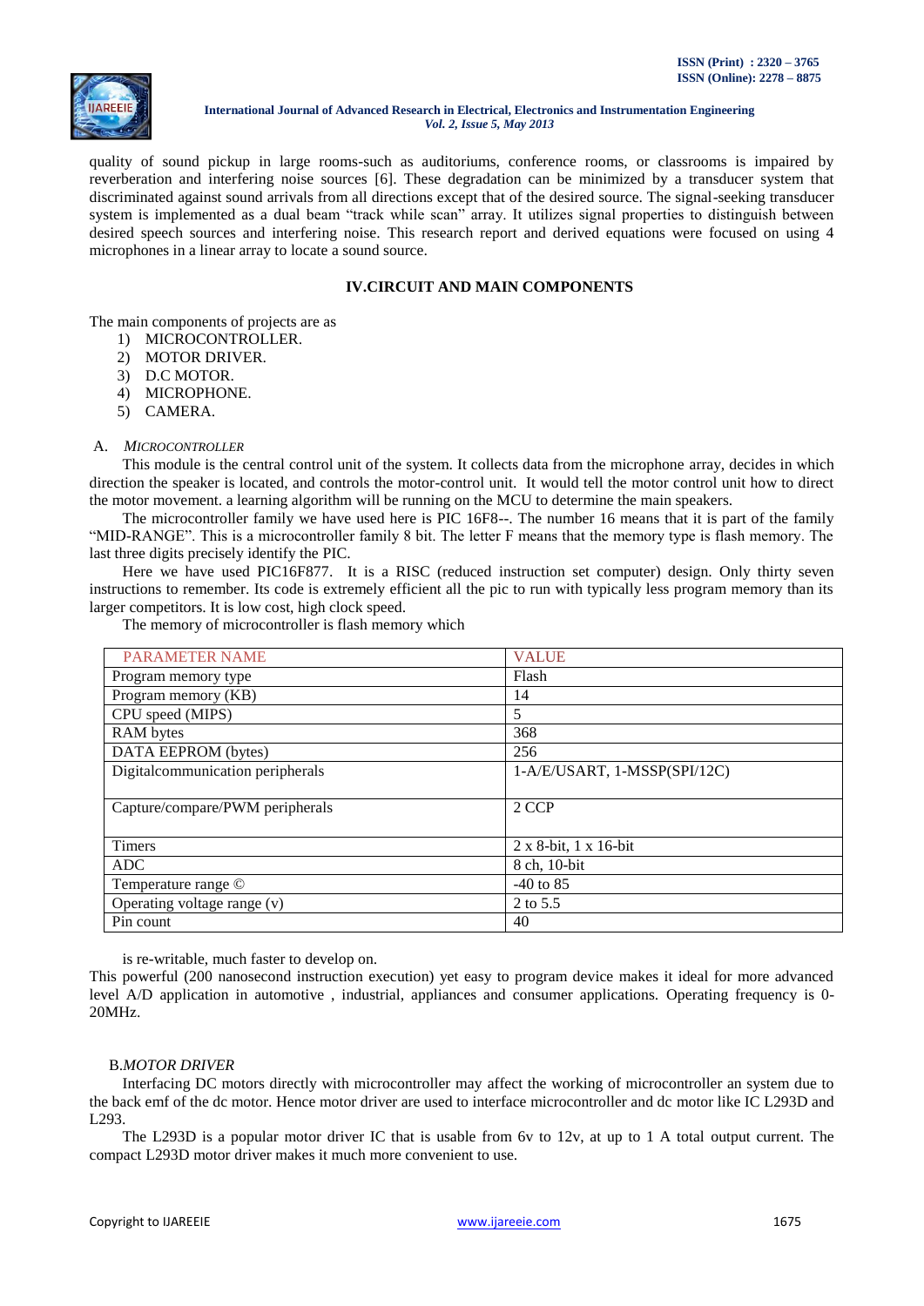quality of sound pickup in large rooms-such as auditoriums, conference rooms, or classrooms is impaired by reverberation and interfering noise sources [6]. These degradation can be minimized by a transducer system that discriminated against sound arrivals from all directions except that of the desired source. The signal-seeking transducer system is implemented as a dual beam "track while scan" array. It utilizes signal properties to distinguish between desired speech sources and interfering noise. This research report and derived equations were focused on using 4 microphones in a linear array to locate a sound source.

## IV.CIRCUIT AND MAIN COMPONENTS

The main components of projects are as

1) MICROCONTROLLER.
2) MOTOR DRIVER.
3) D.C MOTOR.
4) MICROPHONE.
5) CAMERA.

### A. *MICROCONTROLLER*

This module is the central control unit of the system. It collects data from the microphone array, decides in which direction the speaker is located, and controls the motor-control unit. It would tell the motor control unit how to direct the motor movement. a learning algorithm will be running on the MCU to determine the main speakers.

The microcontroller family we have used here is PIC 16F8--. The number 16 means that it is part of the family "MID-RANGE". This is a microcontroller family 8 bit. The letter F means that the memory type is flash memory. The last three digits precisely identify the PIC.

Here we have used PIC16F877. It is a RISC (reduced instruction set computer) design. Only thirty seven instructions to remember. Its code is extremely efficient all the pic to run with typically less program memory than its larger competitors. It is low cost, high clock speed.

The memory of microcontroller is flash memory which

| PARAMETER NAME | VALUE |
|---|---|
| Program memory type | Flash |
| Program memory (KB) | 14 |
| CPU speed (MIPS) | 5 |
| RAM bytes | 368 |
| DATA EEPROM (bytes) | 256 |
| Digitalcommunication peripherals | 1-A/E/USART, 1-MSSP(SPI/12C) |
| Capture/compare/PWM peripherals | 2 CCP |
| Timers | 2 x 8-bit, 1 x 16-bit |
| ADC | 8 ch, 10-bit |
| Temperature range © | -40 to 85 |
| Operating voltage range (v) | 2 to 5.5 |
| Pin count | 40 |

is re-writable, much faster to develop on.

This powerful (200 nanosecond instruction execution) yet easy to program device makes it ideal for more advanced level A/D application in automotive , industrial, appliances and consumer applications. Operating frequency is 0-20MHz.

### B. *MOTOR DRIVER*

Interfacing DC motors directly with microcontroller may affect the working of microcontroller an system due to the back emf of the dc motor. Hence motor driver are used to interface microcontroller and dc motor like IC L293D and L293.

The L293D is a popular motor driver IC that is usable from 6v to 12v, at up to 1 A total output current. The compact L293D motor driver makes it much more convenient to use.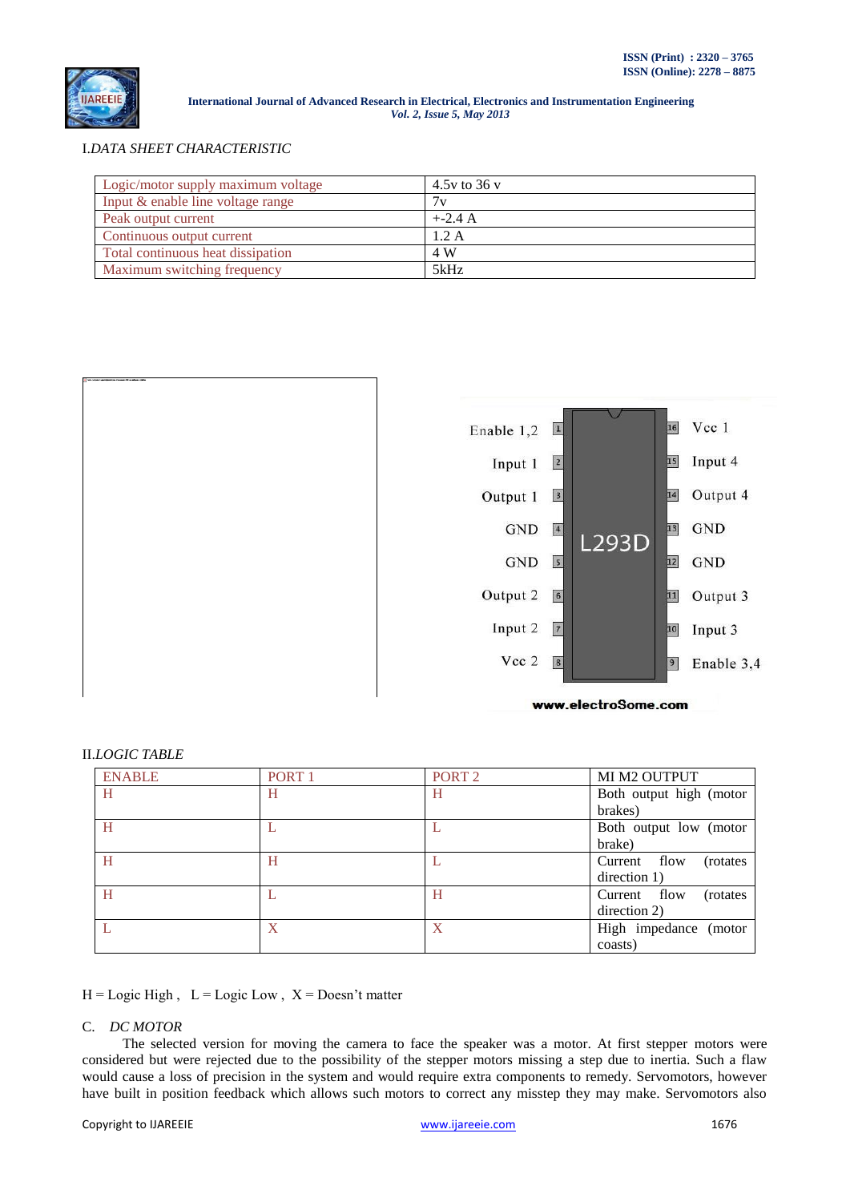I. *DATA SHEET CHARACTERISTIC*

| Logic/motor supply maximum voltage | 4.5v to 36 v |
|---|---|
| Input & enable line voltage range | 7v |
| Peak output current | +-2.4 A |
| Continuous output current | 1.2 A |
| Total continuous heat dissipation | 4 W |
| Maximum switching frequency | 5kHz |

II. *LOGIC TABLE*

| ENABLE | PORT 1 | PORT 2 | MI M2 OUTPUT |
|---|---|---|---|
| H | H | H | Both output high (motor brakes) |
| H | L | L | Both output low (motor brake) |
| H | H | L | Current flow (rotates direction 1) |
| H | L | H | Current flow (rotates direction 2) |
| L | X | X | High impedance (motor coasts) |

H = Logic High , L = Logic Low , X = Doesn't matter

C. *DC MOTOR*

The selected version for moving the camera to face the speaker was a motor. At first stepper motors were considered but were rejected due to the possibility of the stepper motors missing a step due to inertia. Such a flaw would cause a loss of precision in the system and would require extra components to remedy. Servomotors, however have built in position feedback which allows such motors to correct any misstep they may make. Servomotors also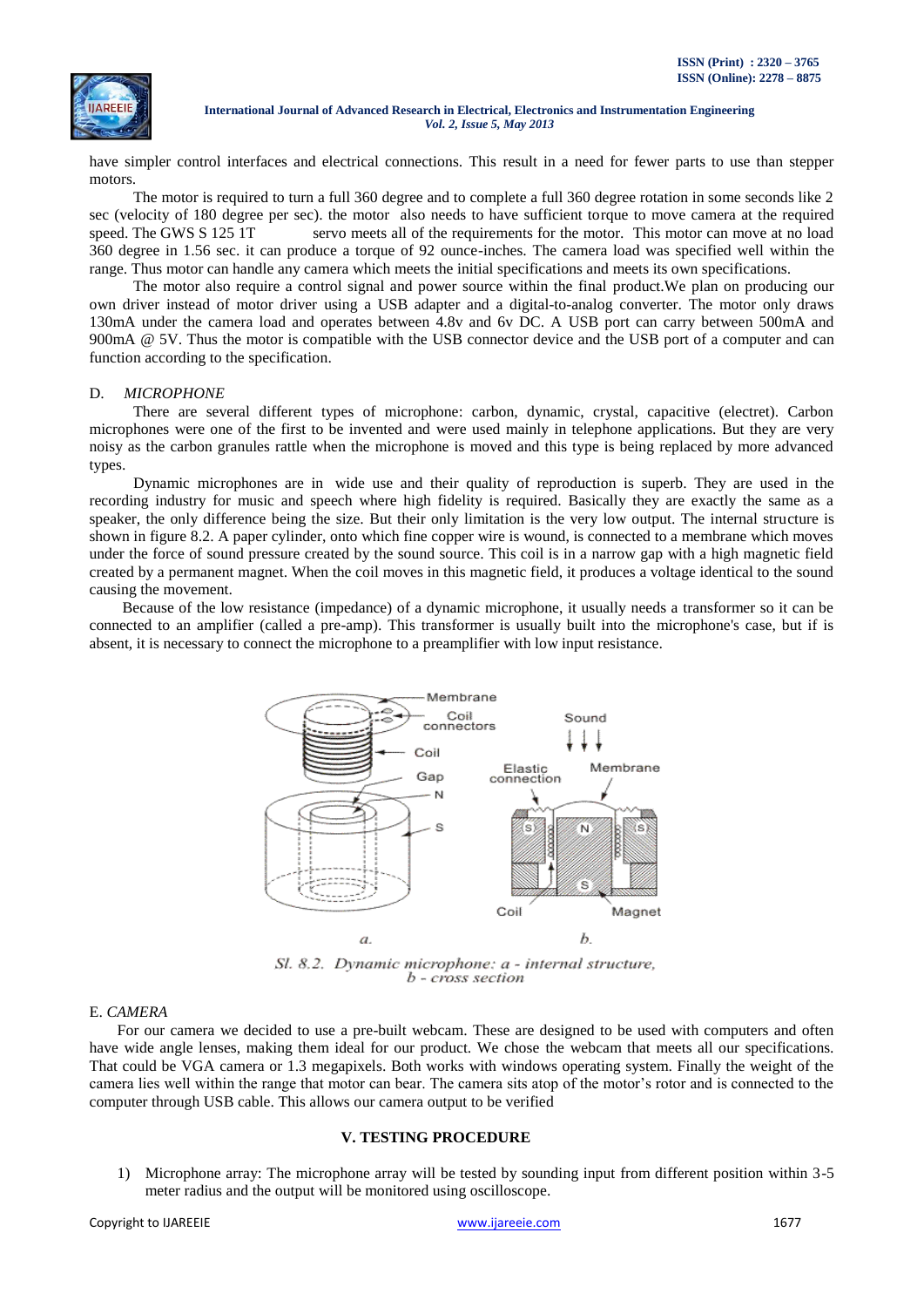have simpler control interfaces and electrical connections. This result in a need for fewer parts to use than stepper motors.

The motor is required to turn a full 360 degree and to complete a full 360 degree rotation in some seconds like 2 sec (velocity of 180 degree per sec). the motor also needs to have sufficient torque to move camera at the required speed. The GWS S 125 1T servo meets all of the requirements for the motor. This motor can move at no load 360 degree in 1.56 sec. it can produce a torque of 92 ounce-inches. The camera load was specified well within the range. Thus motor can handle any camera which meets the initial specifications and meets its own specifications.

The motor also require a control signal and power source within the final product.We plan on producing our own driver instead of motor driver using a USB adapter and a digital-to-analog converter. The motor only draws 130mA under the camera load and operates between 4.8v and 6v DC. A USB port can carry between 500mA and 900mA @ 5V. Thus the motor is compatible with the USB connector device and the USB port of a computer and can function according to the specification.

### D. *MICROPHONE*

There are several different types of microphone: carbon, dynamic, crystal, capacitive (electret). Carbon microphones were one of the first to be invented and were used mainly in telephone applications. But they are very noisy as the carbon granules rattle when the microphone is moved and this type is being replaced by more advanced types.

Dynamic microphones are in wide use and their quality of reproduction is superb. They are used in the recording industry for music and speech where high fidelity is required. Basically they are exactly the same as a speaker, the only difference being the size. But their only limitation is the very low output. The internal structure is shown in figure 8.2. A paper cylinder, onto which fine copper wire is wound, is connected to a membrane which moves under the force of sound pressure created by the sound source. This coil is in a narrow gap with a high magnetic field created by a permanent magnet. When the coil moves in this magnetic field, it produces a voltage identical to the sound causing the movement.

Because of the low resistance (impedance) of a dynamic microphone, it usually needs a transformer so it can be connected to an amplifier (called a pre-amp). This transformer is usually built into the microphone's case, but if is absent, it is necessary to connect the microphone to a preamplifier with low input resistance.

*Sl. 8.2. Dynamic microphone: a - internal structure, b - cross section*

### E. *CAMERA*

For our camera we decided to use a pre-built webcam. These are designed to be used with computers and often have wide angle lenses, making them ideal for our product. We chose the webcam that meets all our specifications. That could be VGA camera or 1.3 megapixels. Both works with windows operating system. Finally the weight of the camera lies well within the range that motor can bear. The camera sits atop of the motor's rotor and is connected to the computer through USB cable. This allows our camera output to be verified

## V. TESTING PROCEDURE

1) Microphone array: The microphone array will be tested by sounding input from different position within 3-5 meter radius and the output will be monitored using oscilloscope.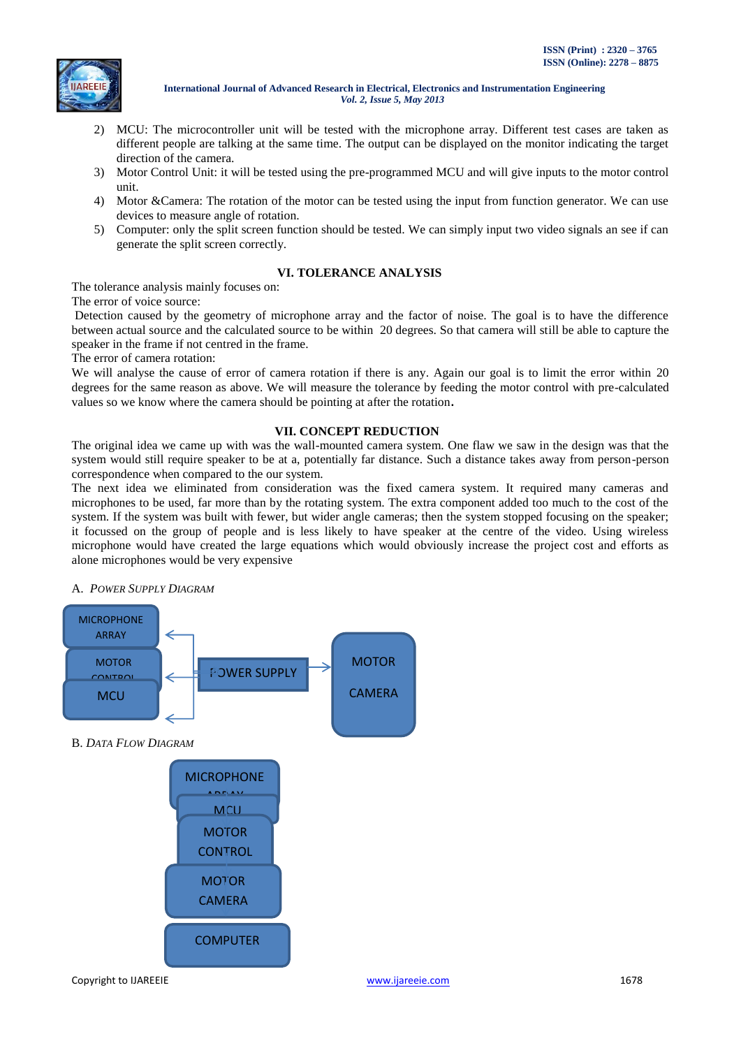2) MCU: The microcontroller unit will be tested with the microphone array. Different test cases are taken as different people are talking at the same time. The output can be displayed on the monitor indicating the target direction of the camera.
3) Motor Control Unit: it will be tested using the pre-programmed MCU and will give inputs to the motor control unit.
4) Motor &Camera: The rotation of the motor can be tested using the input from function generator. We can use devices to measure angle of rotation.
5) Computer: only the split screen function should be tested. We can simply input two video signals an see if can generate the split screen correctly.

## VI. TOLERANCE ANALYSIS

The tolerance analysis mainly focuses on:

The error of voice source:

Detection caused by the geometry of microphone array and the factor of noise. The goal is to have the difference between actual source and the calculated source to be within 20 degrees. So that camera will still be able to capture the speaker in the frame if not centred in the frame.

The error of camera rotation:

We will analyse the cause of error of camera rotation if there is any. Again our goal is to limit the error within 20 degrees for the same reason as above. We will measure the tolerance by feeding the motor control with pre-calculated values so we know where the camera should be pointing at after the rotation.

## VII. CONCEPT REDUCTION

The original idea we came up with was the wall-mounted camera system. One flaw we saw in the design was that the system would still require speaker to be at a, potentially far distance. Such a distance takes away from person-person correspondence when compared to the our system.

The next idea we eliminated from consideration was the fixed camera system. It required many cameras and microphones to be used, far more than by the rotating system. The extra component added too much to the cost of the system. If the system was built with fewer, but wider angle cameras; then the system stopped focusing on the speaker; it focussed on the group of people and is less likely to have speaker at the centre of the video. Using wireless microphone would have created the large equations which would obviously increase the project cost and efforts as alone microphones would be very expensive

### A. *Power Supply Diagram*

MICROPHONE ARRAY
MOTOR CONTROL
MCU
POWER SUPPLY
MOTOR CAMERA

### B. *Data Flow Diagram*

MICROPHONE ARRAY
MCU
MOTOR CONTROL
MOTOR CAMERA
COMPUTER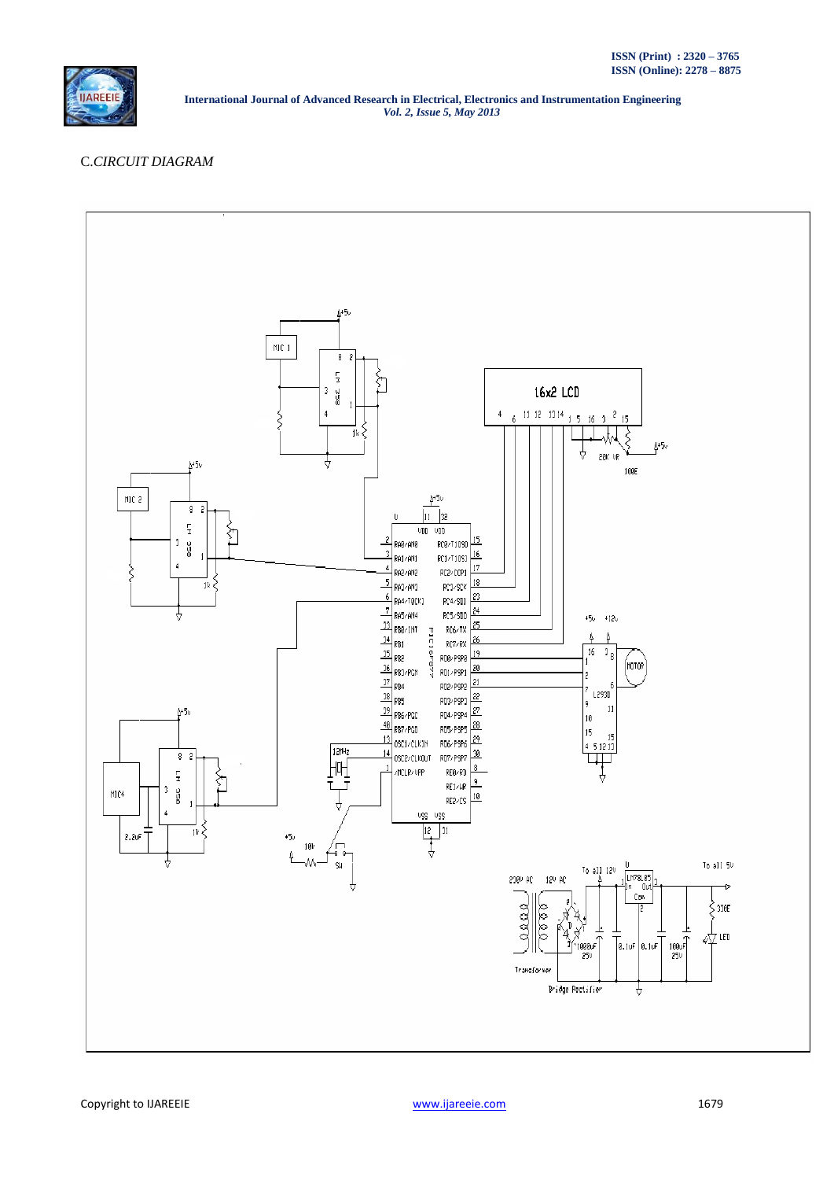C.*CIRCUIT DIAGRAM*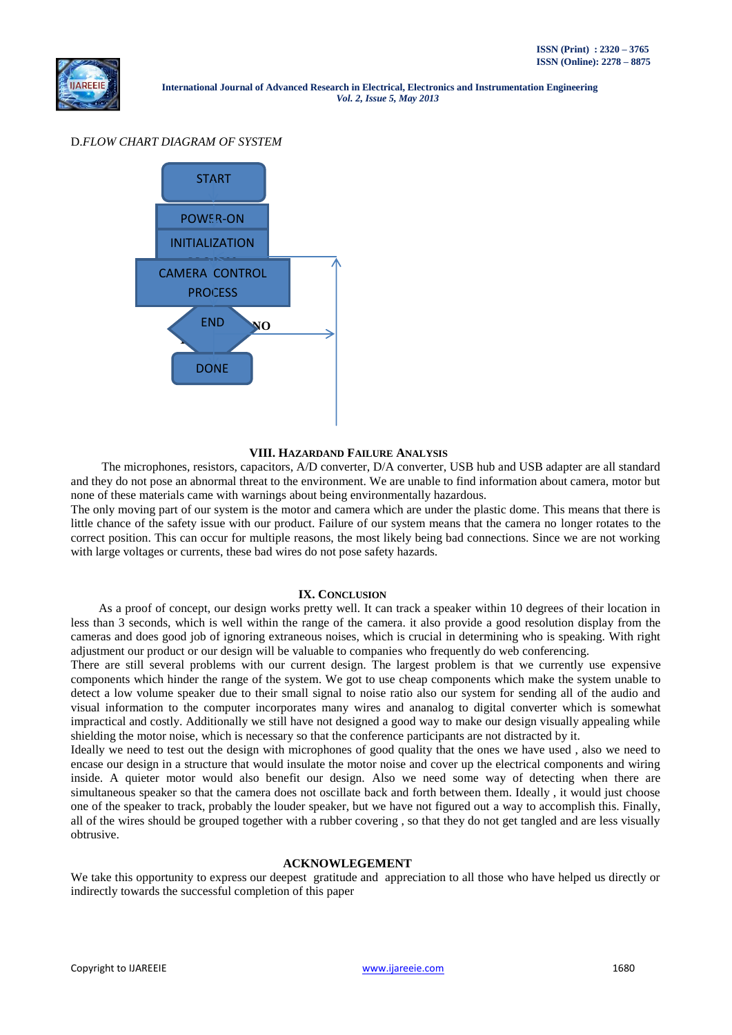D. *FLOW CHART DIAGRAM OF SYSTEM*

START

POWER-ON

INITIALIZATION

CAMERA CONTROL PROCESS

END

NO

DONE

## VIII. Hazardand Failure Analysis

The microphones, resistors, capacitors, A/D converter, D/A converter, USB hub and USB adapter are all standard and they do not pose an abnormal threat to the environment. We are unable to find information about camera, motor but none of these materials came with warnings about being environmentally hazardous.

The only moving part of our system is the motor and camera which are under the plastic dome. This means that there is little chance of the safety issue with our product. Failure of our system means that the camera no longer rotates to the correct position. This can occur for multiple reasons, the most likely being bad connections. Since we are not working with large voltages or currents, these bad wires do not pose safety hazards.

## IX. Conclusion

As a proof of concept, our design works pretty well. It can track a speaker within 10 degrees of their location in less than 3 seconds, which is well within the range of the camera. it also provide a good resolution display from the cameras and does good job of ignoring extraneous noises, which is crucial in determining who is speaking. With right adjustment our product or our design will be valuable to companies who frequently do web conferencing.

There are still several problems with our current design. The largest problem is that we currently use expensive components which hinder the range of the system. We got to use cheap components which make the system unable to detect a low volume speaker due to their small signal to noise ratio also our system for sending all of the audio and visual information to the computer incorporates many wires and ananalog to digital converter which is somewhat impractical and costly. Additionally we still have not designed a good way to make our design visually appealing while shielding the motor noise, which is necessary so that the conference participants are not distracted by it.

Ideally we need to test out the design with microphones of good quality that the ones we have used , also we need to encase our design in a structure that would insulate the motor noise and cover up the electrical components and wiring inside. A quieter motor would also benefit our design. Also we need some way of detecting when there are simultaneous speaker so that the camera does not oscillate back and forth between them. Ideally , it would just choose one of the speaker to track, probably the louder speaker, but we have not figured out a way to accomplish this. Finally, all of the wires should be grouped together with a rubber covering , so that they do not get tangled and are less visually obtrusive.

## ACKNOWLEDGEMENT

We take this opportunity to express our deepest gratitude and appreciation to all those who have helped us directly or indirectly towards the successful completion of this paper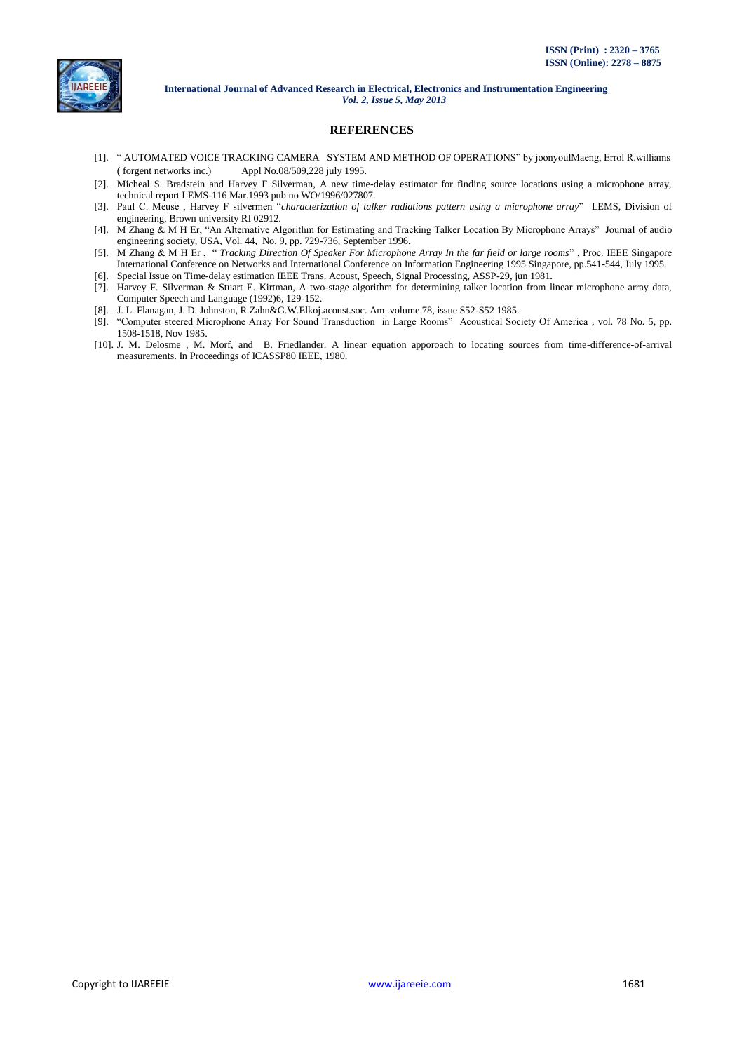## REFERENCES

[1]. " AUTOMATED VOICE TRACKING CAMERA SYSTEM AND METHOD OF OPERATIONS" by joonyoulMaeng, Errol R.williams ( forgent networks inc.) Appl No.08/509,228 july 1995.

[2]. Micheal S. Bradstein and Harvey F Silverman, A new time-delay estimator for finding source locations using a microphone array, technical report LEMS-116 Mar.1993 pub no WO/1996/027807.

[3]. Paul C. Meuse , Harvey F silvermen "*characterization of talker radiations pattern using a microphone array*" LEMS, Division of engineering, Brown university RI 02912.

[4]. M Zhang & M H Er, "An Alternative Algorithm for Estimating and Tracking Talker Location By Microphone Arrays" Journal of audio engineering society, USA, Vol. 44, No. 9, pp. 729-736, September 1996.

[5]. M Zhang & M H Er , " *Tracking Direction Of Speaker For Microphone Array In the far field or large rooms*" , Proc. IEEE Singapore International Conference on Networks and International Conference on Information Engineering 1995 Singapore, pp.541-544, July 1995.

[6]. Special Issue on Time-delay estimation IEEE Trans. Acoust, Speech, Signal Processing, ASSP-29, jun 1981.

[7]. Harvey F. Silverman & Stuart E. Kirtman, A two-stage algorithm for determining talker location from linear microphone array data, Computer Speech and Language (1992)6, 129-152.

[8]. J. L. Flanagan, J. D. Johnston, R.Zahn&G.W.Elkoj.acoust.soc. Am .volume 78, issue S52-S52 1985.

[9]. "Computer steered Microphone Array For Sound Transduction in Large Rooms" Acoustical Society Of America , vol. 78 No. 5, pp. 1508-1518, Nov 1985.

[10]. J. M. Delosme , M. Morf, and B. Friedlander. A linear equation apporoach to locating sources from time-difference-of-arrival measurements. In Proceedings of ICASSP80 IEEE, 1980.